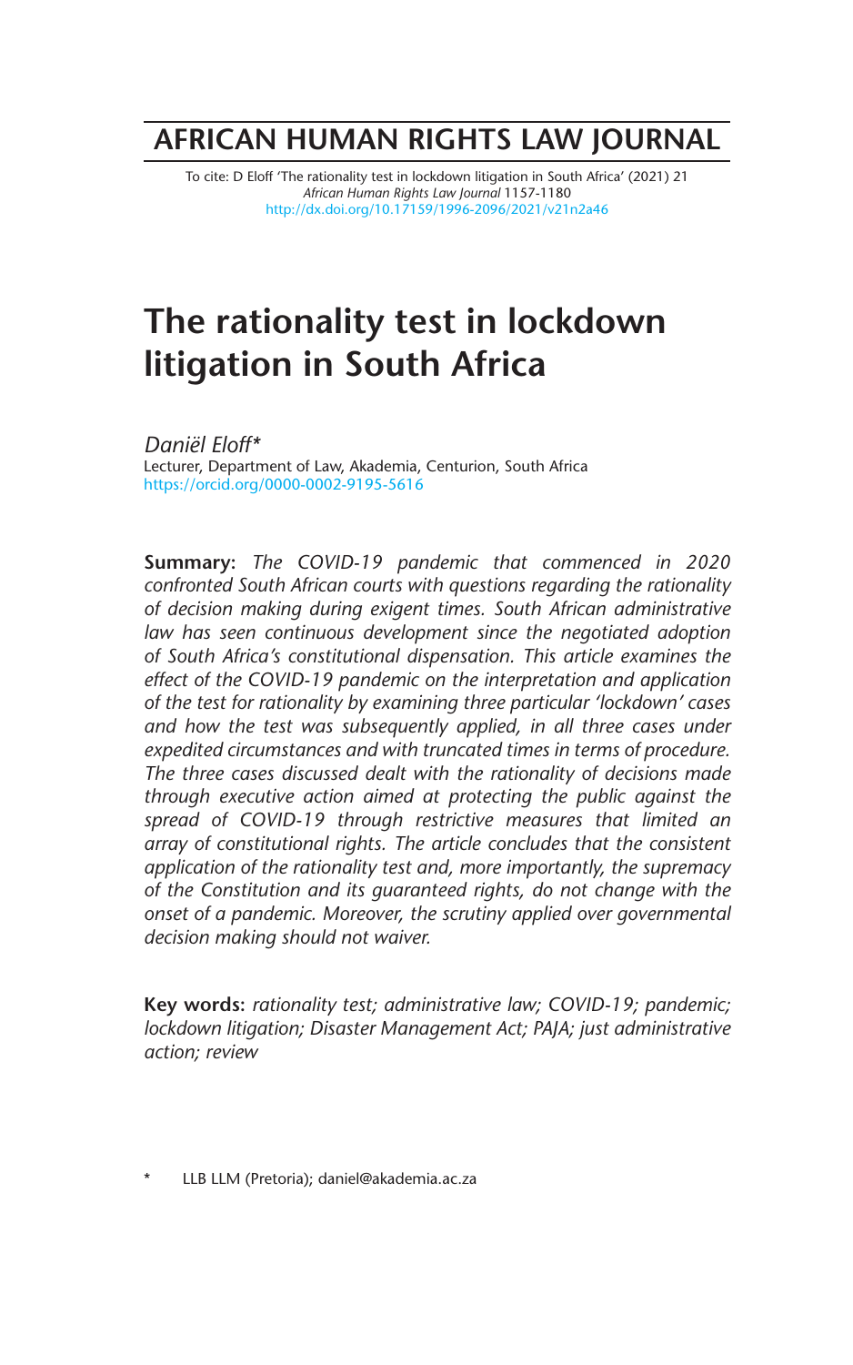# AFRICAN HUMAN RIGHTS LAW JOURNAL

To cite: D Eloff 'The rationality test in lockdown litigation in South Africa' (2021) 21 *African Human Rights Law Journal* 1157-1180
http://dx.doi.org/10.17159/1996-2096/2021/v21n2a46

# The rationality test in lockdown litigation in South Africa

*Daniël Eloff**
Lecturer, Department of Law, Akademia, Centurion, South Africa
https://orcid.org/0000-0002-9195-5616

**Summary:** *The COVID-19 pandemic that commenced in 2020 confronted South African courts with questions regarding the rationality of decision making during exigent times. South African administrative law has seen continuous development since the negotiated adoption of South Africa's constitutional dispensation. This article examines the effect of the COVID-19 pandemic on the interpretation and application of the test for rationality by examining three particular 'lockdown' cases and how the test was subsequently applied, in all three cases under expedited circumstances and with truncated times in terms of procedure. The three cases discussed dealt with the rationality of decisions made through executive action aimed at protecting the public against the spread of COVID-19 through restrictive measures that limited an array of constitutional rights. The article concludes that the consistent application of the rationality test and, more importantly, the supremacy of the Constitution and its guaranteed rights, do not change with the onset of a pandemic. Moreover, the scrutiny applied over governmental decision making should not waiver.*

**Key words:** *rationality test; administrative law; COVID-19; pandemic; lockdown litigation; Disaster Management Act; PAJA; just administrative action; review*

\* LLB LLM (Pretoria); daniel@akademia.ac.za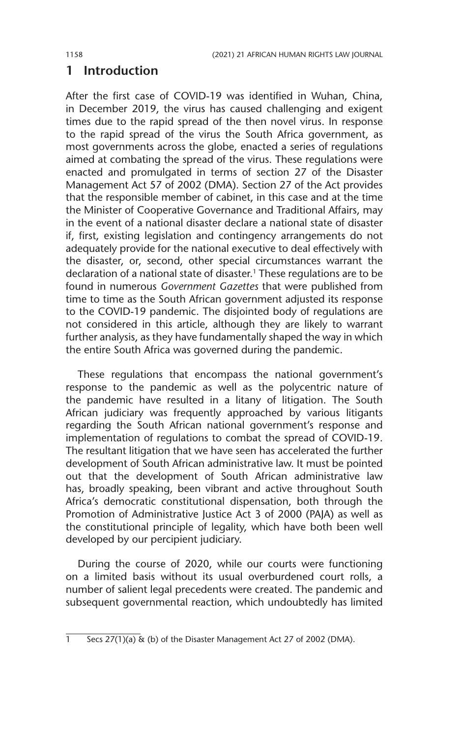## 1 Introduction

After the first case of COVID-19 was identified in Wuhan, China, in December 2019, the virus has caused challenging and exigent times due to the rapid spread of the then novel virus. In response to the rapid spread of the virus the South Africa government, as most governments across the globe, enacted a series of regulations aimed at combating the spread of the virus. These regulations were enacted and promulgated in terms of section 27 of the Disaster Management Act 57 of 2002 (DMA). Section 27 of the Act provides that the responsible member of cabinet, in this case and at the time the Minister of Cooperative Governance and Traditional Affairs, may in the event of a national disaster declare a national state of disaster if, first, existing legislation and contingency arrangements do not adequately provide for the national executive to deal effectively with the disaster, or, second, other special circumstances warrant the declaration of a national state of disaster.[1] These regulations are to be found in numerous *Government Gazettes* that were published from time to time as the South African government adjusted its response to the COVID-19 pandemic. The disjointed body of regulations are not considered in this article, although they are likely to warrant further analysis, as they have fundamentally shaped the way in which the entire South Africa was governed during the pandemic.

These regulations that encompass the national government's response to the pandemic as well as the polycentric nature of the pandemic have resulted in a litany of litigation. The South African judiciary was frequently approached by various litigants regarding the South African national government's response and implementation of regulations to combat the spread of COVID-19. The resultant litigation that we have seen has accelerated the further development of South African administrative law. It must be pointed out that the development of South African administrative law has, broadly speaking, been vibrant and active throughout South Africa's democratic constitutional dispensation, both through the Promotion of Administrative Justice Act 3 of 2000 (PAJA) as well as the constitutional principle of legality, which have both been well developed by our percipient judiciary.

During the course of 2020, while our courts were functioning on a limited basis without its usual overburdened court rolls, a number of salient legal precedents were created. The pandemic and subsequent governmental reaction, which undoubtedly has limited

---

1 Secs 27(1)(a) & (b) of the Disaster Management Act 27 of 2002 (DMA).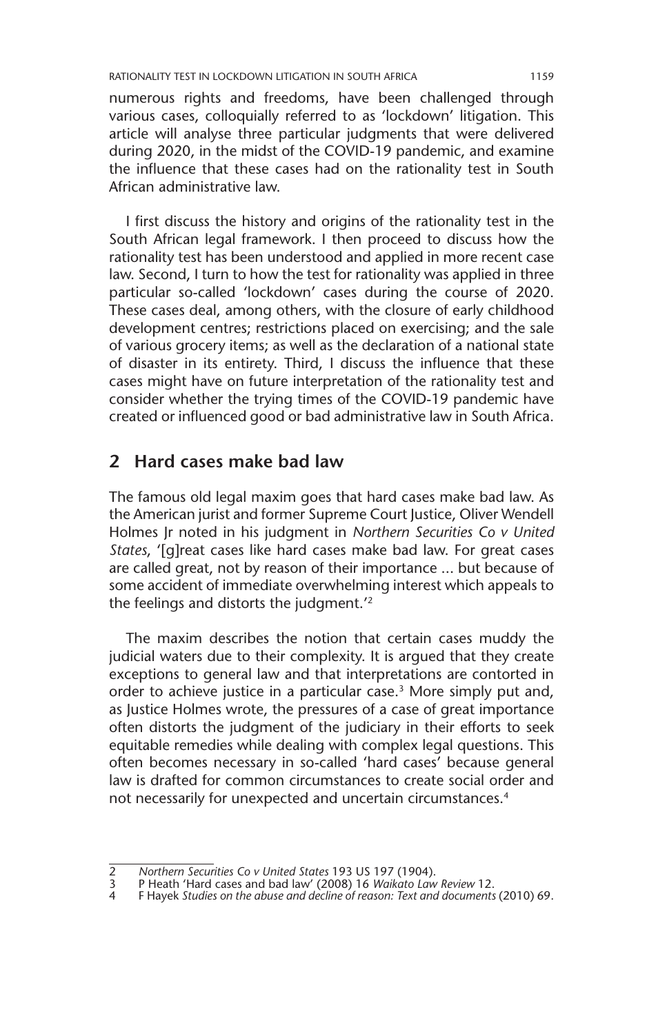numerous rights and freedoms, have been challenged through various cases, colloquially referred to as 'lockdown' litigation. This article will analyse three particular judgments that were delivered during 2020, in the midst of the COVID-19 pandemic, and examine the influence that these cases had on the rationality test in South African administrative law.

I first discuss the history and origins of the rationality test in the South African legal framework. I then proceed to discuss how the rationality test has been understood and applied in more recent case law. Second, I turn to how the test for rationality was applied in three particular so-called 'lockdown' cases during the course of 2020. These cases deal, among others, with the closure of early childhood development centres; restrictions placed on exercising; and the sale of various grocery items; as well as the declaration of a national state of disaster in its entirety. Third, I discuss the influence that these cases might have on future interpretation of the rationality test and consider whether the trying times of the COVID-19 pandemic have created or influenced good or bad administrative law in South Africa.

## 2 Hard cases make bad law

The famous old legal maxim goes that hard cases make bad law. As the American jurist and former Supreme Court Justice, Oliver Wendell Holmes Jr noted in his judgment in *Northern Securities Co v United States*, '[g]reat cases like hard cases make bad law. For great cases are called great, not by reason of their importance … but because of some accident of immediate overwhelming interest which appeals to the feelings and distorts the judgment.'[2]

The maxim describes the notion that certain cases muddy the judicial waters due to their complexity. It is argued that they create exceptions to general law and that interpretations are contorted in order to achieve justice in a particular case.[3] More simply put and, as Justice Holmes wrote, the pressures of a case of great importance often distorts the judgment of the judiciary in their efforts to seek equitable remedies while dealing with complex legal questions. This often becomes necessary in so-called 'hard cases' because general law is drafted for common circumstances to create social order and not necessarily for unexpected and uncertain circumstances.[4]

---

2 *Northern Securities Co v United States* 193 US 197 (1904).
3 P Heath 'Hard cases and bad law' (2008) 16 *Waikato Law Review* 12.
4 F Hayek *Studies on the abuse and decline of reason: Text and documents* (2010) 69.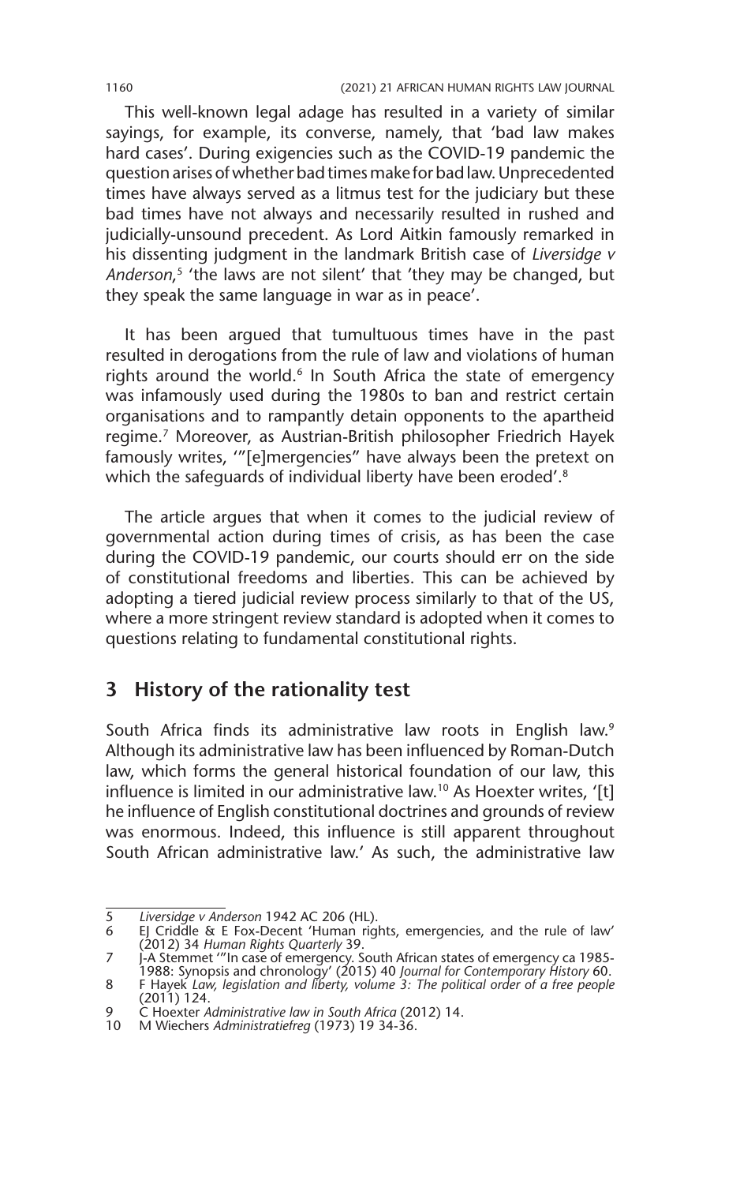This well-known legal adage has resulted in a variety of similar sayings, for example, its converse, namely, that 'bad law makes hard cases'. During exigencies such as the COVID-19 pandemic the question arises of whether bad times make for bad law. Unprecedented times have always served as a litmus test for the judiciary but these bad times have not always and necessarily resulted in rushed and judicially-unsound precedent. As Lord Aitkin famously remarked in his dissenting judgment in the landmark British case of *Liversidge v Anderson*,[5] 'the laws are not silent' that 'they may be changed, but they speak the same language in war as in peace'.

It has been argued that tumultuous times have in the past resulted in derogations from the rule of law and violations of human rights around the world.[6] In South Africa the state of emergency was infamously used during the 1980s to ban and restrict certain organisations and to rampantly detain opponents to the apartheid regime.[7] Moreover, as Austrian-British philosopher Friedrich Hayek famously writes, '"[e]mergencies" have always been the pretext on which the safeguards of individual liberty have been eroded'.[8]

The article argues that when it comes to the judicial review of governmental action during times of crisis, as has been the case during the COVID-19 pandemic, our courts should err on the side of constitutional freedoms and liberties. This can be achieved by adopting a tiered judicial review process similarly to that of the US, where a more stringent review standard is adopted when it comes to questions relating to fundamental constitutional rights.

## 3 History of the rationality test

South Africa finds its administrative law roots in English law.[9] Although its administrative law has been influenced by Roman-Dutch law, which forms the general historical foundation of our law, this influence is limited in our administrative law.[10] As Hoexter writes, '[t]he influence of English constitutional doctrines and grounds of review was enormous. Indeed, this influence is still apparent throughout South African administrative law.' As such, the administrative law

---

5 *Liversidge v Anderson* 1942 AC 206 (HL).

6 EJ Criddle & E Fox-Decent 'Human rights, emergencies, and the rule of law' (2012) 34 *Human Rights Quarterly* 39.

7 J-A Stemmet '"In case of emergency. South African states of emergency ca 1985-1988: Synopsis and chronology' (2015) 40 *Journal for Contemporary History* 60.

8 F Hayek *Law, legislation and liberty, volume 3: The political order of a free people* (2011) 124.

9 C Hoexter *Administrative law in South Africa* (2012) 14.

10 M Wiechers *Administratiefreg* (1973) 19 34-36.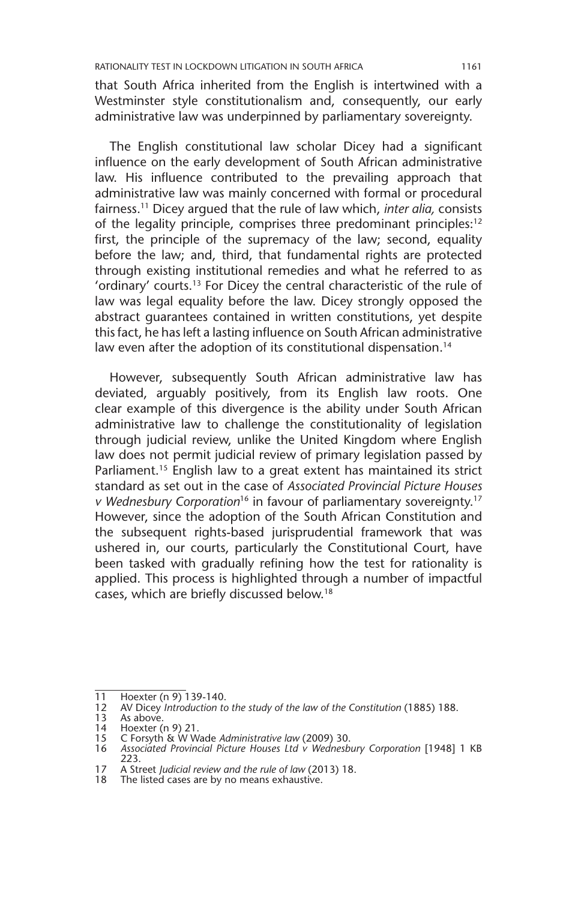that South Africa inherited from the English is intertwined with a Westminster style constitutionalism and, consequently, our early administrative law was underpinned by parliamentary sovereignty.

The English constitutional law scholar Dicey had a significant influence on the early development of South African administrative law. His influence contributed to the prevailing approach that administrative law was mainly concerned with formal or procedural fairness.[11] Dicey argued that the rule of law which, *inter alia,* consists of the legality principle, comprises three predominant principles:[12] first, the principle of the supremacy of the law; second, equality before the law; and, third, that fundamental rights are protected through existing institutional remedies and what he referred to as 'ordinary' courts.[13] For Dicey the central characteristic of the rule of law was legal equality before the law. Dicey strongly opposed the abstract guarantees contained in written constitutions, yet despite this fact, he has left a lasting influence on South African administrative law even after the adoption of its constitutional dispensation.[14]

However, subsequently South African administrative law has deviated, arguably positively, from its English law roots. One clear example of this divergence is the ability under South African administrative law to challenge the constitutionality of legislation through judicial review, unlike the United Kingdom where English law does not permit judicial review of primary legislation passed by Parliament.[15] English law to a great extent has maintained its strict standard as set out in the case of *Associated Provincial Picture Houses v Wednesbury Corporation*[16] in favour of parliamentary sovereignty.[17] However, since the adoption of the South African Constitution and the subsequent rights-based jurisprudential framework that was ushered in, our courts, particularly the Constitutional Court, have been tasked with gradually refining how the test for rationality is applied. This process is highlighted through a number of impactful cases, which are briefly discussed below.[18]

---

11 Hoexter (n 9) 139-140.
12 AV Dicey *Introduction to the study of the law of the Constitution* (1885) 188.
13 As above.
14 Hoexter (n 9) 21.
15 C Forsyth & W Wade *Administrative law* (2009) 30.
16 *Associated Provincial Picture Houses Ltd v Wednesbury Corporation* [1948] 1 KB 223.
17 A Street *Judicial review and the rule of law* (2013) 18.
18 The listed cases are by no means exhaustive.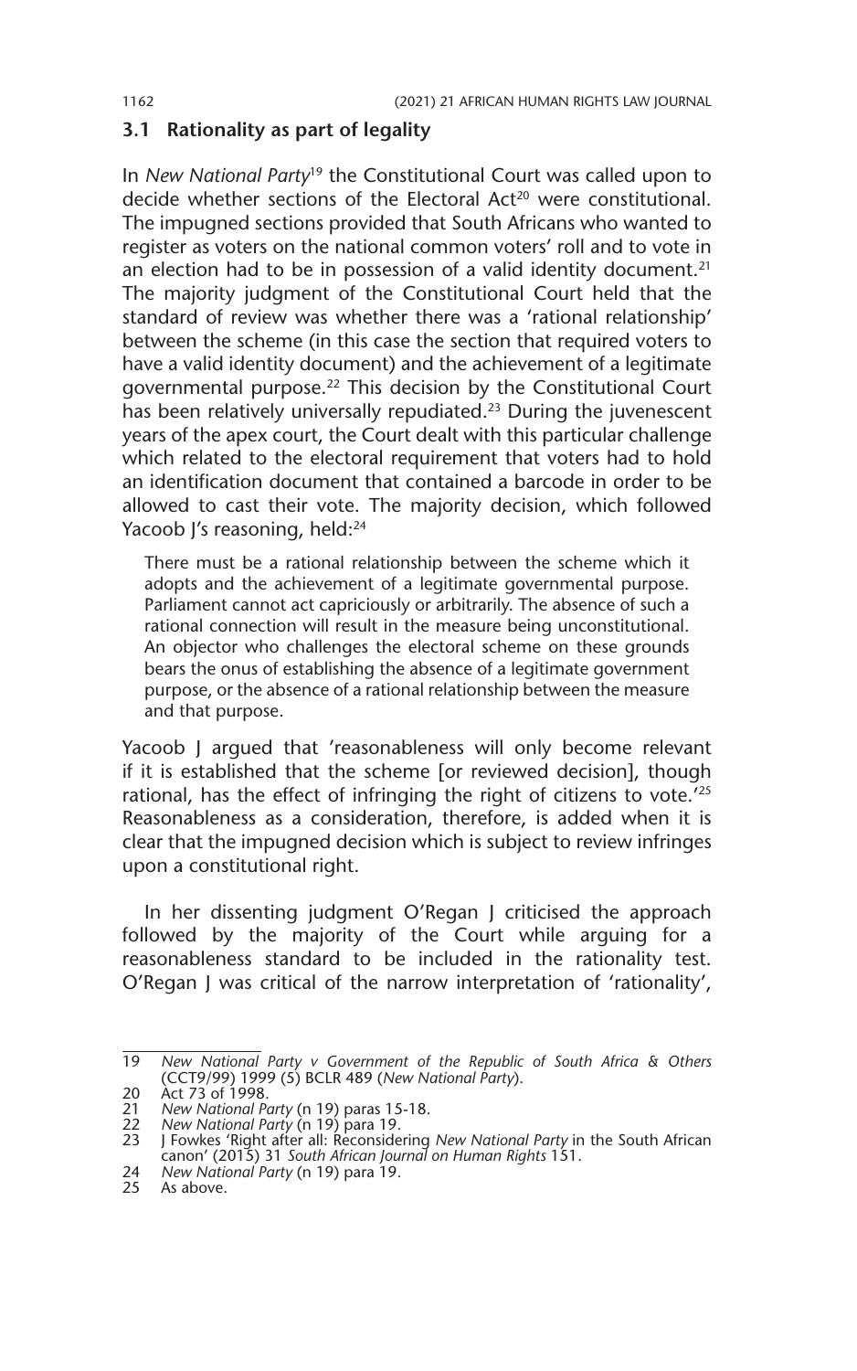### 3.1 Rationality as part of legality

In *New National Party*[19] the Constitutional Court was called upon to decide whether sections of the Electoral Act[20] were constitutional. The impugned sections provided that South Africans who wanted to register as voters on the national common voters' roll and to vote in an election had to be in possession of a valid identity document.[21] The majority judgment of the Constitutional Court held that the standard of review was whether there was a 'rational relationship' between the scheme (in this case the section that required voters to have a valid identity document) and the achievement of a legitimate governmental purpose.[22] This decision by the Constitutional Court has been relatively universally repudiated.[23] During the juvenescent years of the apex court, the Court dealt with this particular challenge which related to the electoral requirement that voters had to hold an identification document that contained a barcode in order to be allowed to cast their vote. The majority decision, which followed Yacoob J's reasoning, held:[24]

> There must be a rational relationship between the scheme which it adopts and the achievement of a legitimate governmental purpose. Parliament cannot act capriciously or arbitrarily. The absence of such a rational connection will result in the measure being unconstitutional. An objector who challenges the electoral scheme on these grounds bears the onus of establishing the absence of a legitimate government purpose, or the absence of a rational relationship between the measure and that purpose.

Yacoob J argued that 'reasonableness will only become relevant if it is established that the scheme [or reviewed decision], though rational, has the effect of infringing the right of citizens to vote.'[25] Reasonableness as a consideration, therefore, is added when it is clear that the impugned decision which is subject to review infringes upon a constitutional right.

In her dissenting judgment O'Regan J criticised the approach followed by the majority of the Court while arguing for a reasonableness standard to be included in the rationality test. O'Regan J was critical of the narrow interpretation of 'rationality',

---

19 *New National Party v Government of the Republic of South Africa & Others* (CCT9/99) 1999 (5) BCLR 489 (*New National Party*).

20 Act 73 of 1998.

21 *New National Party* (n 19) paras 15-18.

22 *New National Party* (n 19) para 19.

23 J Fowkes 'Right after all: Reconsidering *New National Party* in the South African canon' (2015) 31 *South African Journal on Human Rights* 151.

24 *New National Party* (n 19) para 19.

25 As above.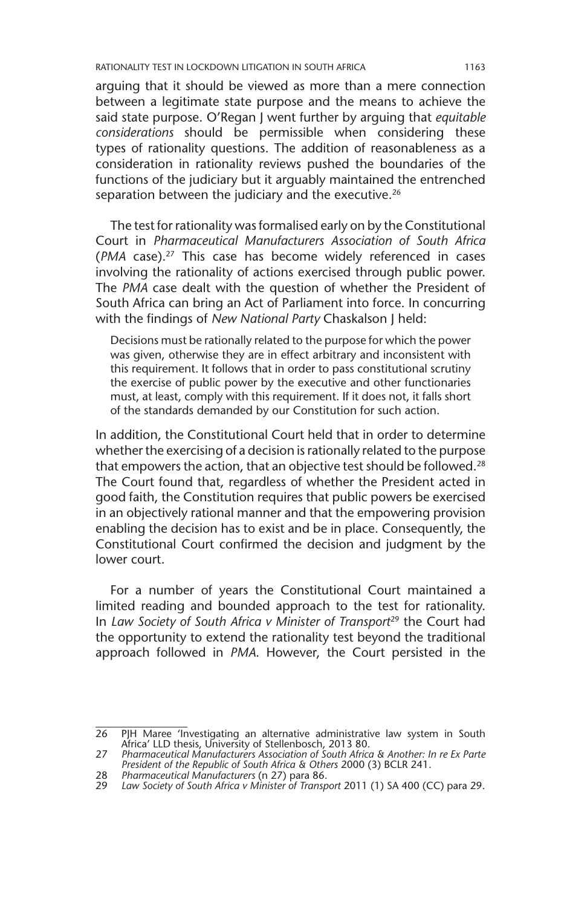arguing that it should be viewed as more than a mere connection between a legitimate state purpose and the means to achieve the said state purpose. O'Regan J went further by arguing that *equitable considerations* should be permissible when considering these types of rationality questions. The addition of reasonableness as a consideration in rationality reviews pushed the boundaries of the functions of the judiciary but it arguably maintained the entrenched separation between the judiciary and the executive.[26]

The test for rationality was formalised early on by the Constitutional Court in *Pharmaceutical Manufacturers Association of South Africa* (*PMA* case).[27] This case has become widely referenced in cases involving the rationality of actions exercised through public power. The *PMA* case dealt with the question of whether the President of South Africa can bring an Act of Parliament into force. In concurring with the findings of *New National Party* Chaskalson J held:

> Decisions must be rationally related to the purpose for which the power was given, otherwise they are in effect arbitrary and inconsistent with this requirement. It follows that in order to pass constitutional scrutiny the exercise of public power by the executive and other functionaries must, at least, comply with this requirement. If it does not, it falls short of the standards demanded by our Constitution for such action.

In addition, the Constitutional Court held that in order to determine whether the exercising of a decision is rationally related to the purpose that empowers the action, that an objective test should be followed.[28] The Court found that, regardless of whether the President acted in good faith, the Constitution requires that public powers be exercised in an objectively rational manner and that the empowering provision enabling the decision has to exist and be in place. Consequently, the Constitutional Court confirmed the decision and judgment by the lower court.

For a number of years the Constitutional Court maintained a limited reading and bounded approach to the test for rationality. In *Law Society of South Africa v Minister of Transport*[29] the Court had the opportunity to extend the rationality test beyond the traditional approach followed in *PMA*. However, the Court persisted in the

---

26 PJH Maree 'Investigating an alternative administrative law system in South Africa' LLD thesis, University of Stellenbosch, 2013 80.

27 *Pharmaceutical Manufacturers Association of South Africa & Another: In re Ex Parte President of the Republic of South Africa & Others* 2000 (3) BCLR 241.

28 *Pharmaceutical Manufacturers* (n 27) para 86.

29 *Law Society of South Africa v Minister of Transport* 2011 (1) SA 400 (CC) para 29.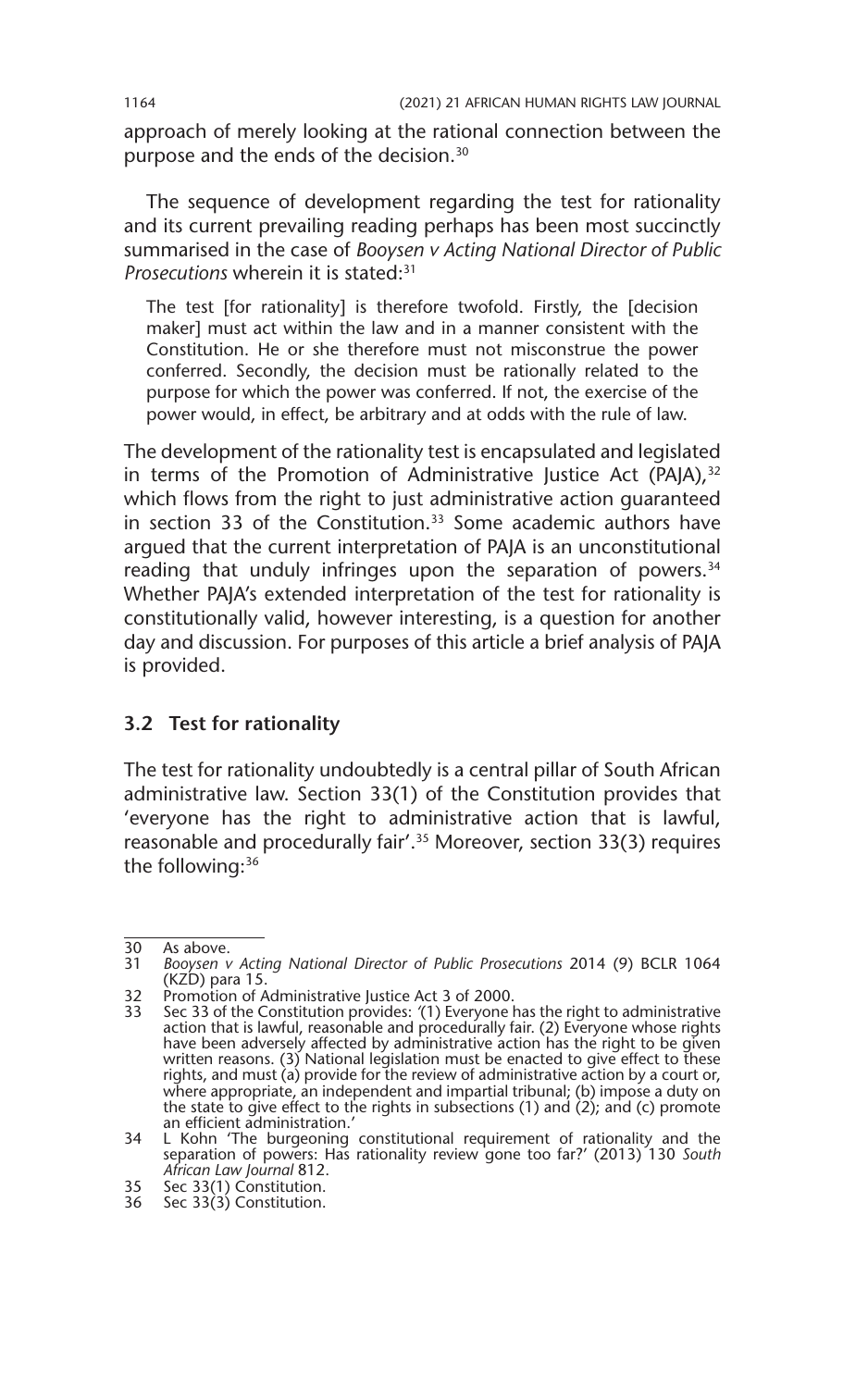approach of merely looking at the rational connection between the purpose and the ends of the decision.[30]

The sequence of development regarding the test for rationality and its current prevailing reading perhaps has been most succinctly summarised in the case of *Booysen v Acting National Director of Public Prosecutions* wherein it is stated:[31]

> The test [for rationality] is therefore twofold. Firstly, the [decision maker] must act within the law and in a manner consistent with the Constitution. He or she therefore must not misconstrue the power conferred. Secondly, the decision must be rationally related to the purpose for which the power was conferred. If not, the exercise of the power would, in effect, be arbitrary and at odds with the rule of law.

The development of the rationality test is encapsulated and legislated in terms of the Promotion of Administrative Justice Act (PAJA),[32] which flows from the right to just administrative action guaranteed in section 33 of the Constitution.[33] Some academic authors have argued that the current interpretation of PAJA is an unconstitutional reading that unduly infringes upon the separation of powers.[34] Whether PAJA's extended interpretation of the test for rationality is constitutionally valid, however interesting, is a question for another day and discussion. For purposes of this article a brief analysis of PAJA is provided.

### 3.2 Test for rationality

The test for rationality undoubtedly is a central pillar of South African administrative law. Section 33(1) of the Constitution provides that 'everyone has the right to administrative action that is lawful, reasonable and procedurally fair'.[35] Moreover, section 33(3) requires the following:[36]

---

30 As above.

31 *Booysen v Acting National Director of Public Prosecutions* 2014 (9) BCLR 1064 (KZD) para 15.

32 Promotion of Administrative Justice Act 3 of 2000.

33 Sec 33 of the Constitution provides: '(1) Everyone has the right to administrative action that is lawful, reasonable and procedurally fair. (2) Everyone whose rights have been adversely affected by administrative action has the right to be given written reasons. (3) National legislation must be enacted to give effect to these rights, and must (a) provide for the review of administrative action by a court or, where appropriate, an independent and impartial tribunal; (b) impose a duty on the state to give effect to the rights in subsections (1) and (2); and (c) promote an efficient administration.'

34 L Kohn 'The burgeoning constitutional requirement of rationality and the separation of powers: Has rationality review gone too far?' (2013) 130 *South African Law Journal* 812.

35 Sec 33(1) Constitution.

36 Sec 33(3) Constitution.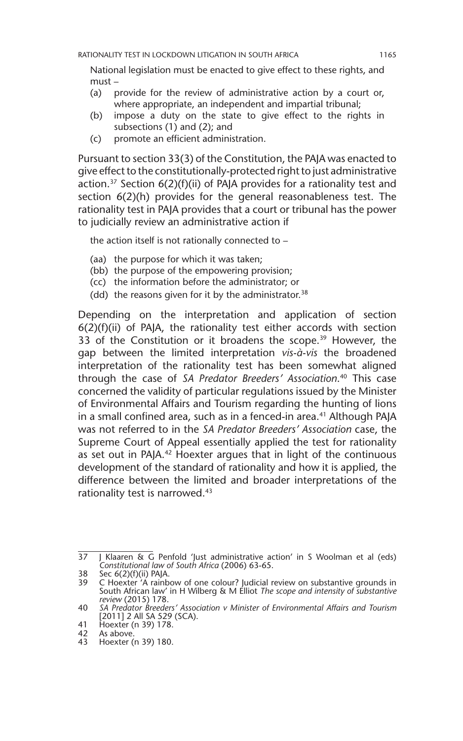> National legislation must be enacted to give effect to these rights, and must –
>
> (a) provide for the review of administrative action by a court or, where appropriate, an independent and impartial tribunal;
>
> (b) impose a duty on the state to give effect to the rights in subsections (1) and (2); and
>
> (c) promote an efficient administration.

Pursuant to section 33(3) of the Constitution, the PAJA was enacted to give effect to the constitutionally-protected right to just administrative action.[37] Section 6(2)(f)(ii) of PAJA provides for a rationality test and section 6(2)(h) provides for the general reasonableness test. The rationality test in PAJA provides that a court or tribunal has the power to judicially review an administrative action if

> the action itself is not rationally connected to –
>
> (aa) the purpose for which it was taken;
>
> (bb) the purpose of the empowering provision;
>
> (cc) the information before the administrator; or
>
> (dd) the reasons given for it by the administrator.[38]

Depending on the interpretation and application of section 6(2)(f)(ii) of PAJA, the rationality test either accords with section 33 of the Constitution or it broadens the scope.[39] However, the gap between the limited interpretation *vis-à-vis* the broadened interpretation of the rationality test has been somewhat aligned through the case of *SA Predator Breeders' Association*.[40] This case concerned the validity of particular regulations issued by the Minister of Environmental Affairs and Tourism regarding the hunting of lions in a small confined area, such as in a fenced-in area.[41] Although PAJA was not referred to in the *SA Predator Breeders' Association* case, the Supreme Court of Appeal essentially applied the test for rationality as set out in PAJA.[42] Hoexter argues that in light of the continuous development of the standard of rationality and how it is applied, the difference between the limited and broader interpretations of the rationality test is narrowed.[43]

---

37 J Klaaren & G Penfold 'Just administrative action' in S Woolman et al (eds) *Constitutional law of South Africa* (2006) 63-65.

38 Sec 6(2)(f)(ii) PAJA.

39 C Hoexter 'A rainbow of one colour? Judicial review on substantive grounds in South African law' in H Wilberg & M Elliot *The scope and intensity of substantive review* (2015) 178.

40 *SA Predator Breeders' Association v Minister of Environmental Affairs and Tourism* [2011] 2 All SA 529 (SCA).

41 Hoexter (n 39) 178.

42 As above.

43 Hoexter (n 39) 180.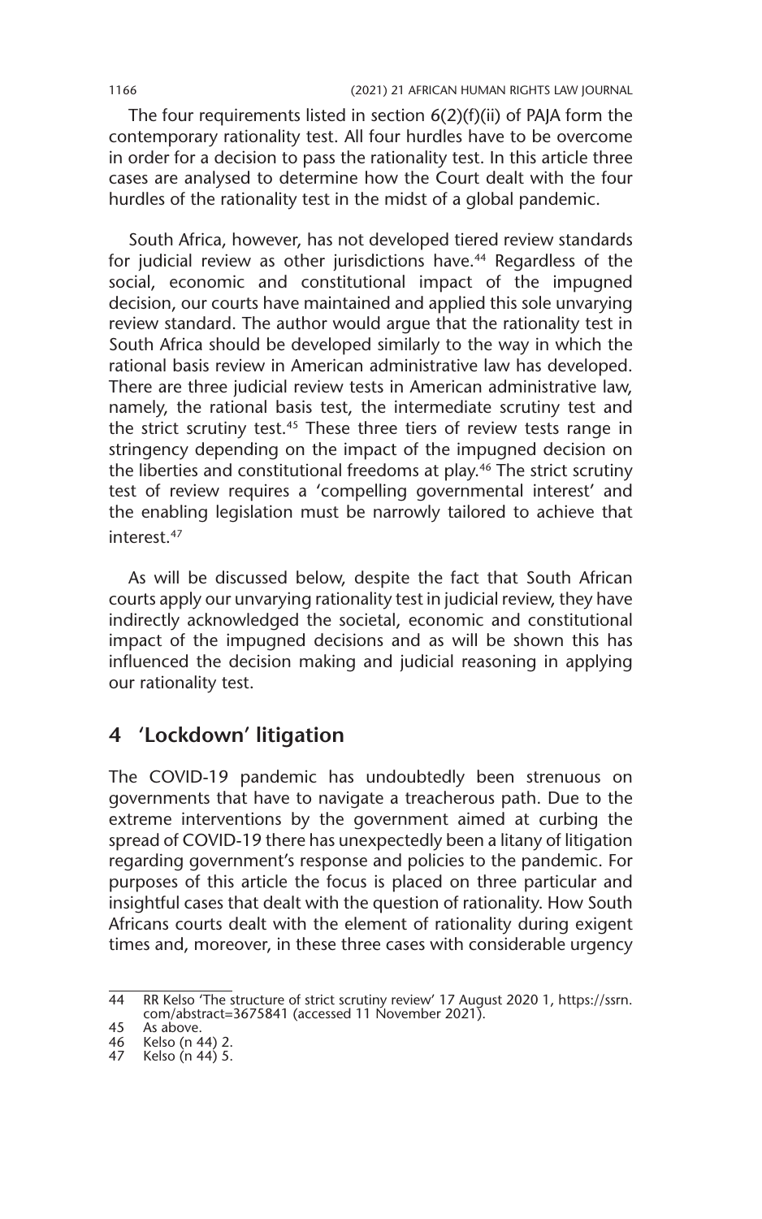The four requirements listed in section 6(2)(f)(ii) of PAJA form the contemporary rationality test. All four hurdles have to be overcome in order for a decision to pass the rationality test. In this article three cases are analysed to determine how the Court dealt with the four hurdles of the rationality test in the midst of a global pandemic.

South Africa, however, has not developed tiered review standards for judicial review as other jurisdictions have.[44] Regardless of the social, economic and constitutional impact of the impugned decision, our courts have maintained and applied this sole unvarying review standard. The author would argue that the rationality test in South Africa should be developed similarly to the way in which the rational basis review in American administrative law has developed. There are three judicial review tests in American administrative law, namely, the rational basis test, the intermediate scrutiny test and the strict scrutiny test.[45] These three tiers of review tests range in stringency depending on the impact of the impugned decision on the liberties and constitutional freedoms at play.[46] The strict scrutiny test of review requires a 'compelling governmental interest' and the enabling legislation must be narrowly tailored to achieve that interest.[47]

As will be discussed below, despite the fact that South African courts apply our unvarying rationality test in judicial review, they have indirectly acknowledged the societal, economic and constitutional impact of the impugned decisions and as will be shown this has influenced the decision making and judicial reasoning in applying our rationality test.

## 4 'Lockdown' litigation

The COVID-19 pandemic has undoubtedly been strenuous on governments that have to navigate a treacherous path. Due to the extreme interventions by the government aimed at curbing the spread of COVID-19 there has unexpectedly been a litany of litigation regarding government's response and policies to the pandemic. For purposes of this article the focus is placed on three particular and insightful cases that dealt with the question of rationality. How South Africans courts dealt with the element of rationality during exigent times and, moreover, in these three cases with considerable urgency

---

44 RR Kelso 'The structure of strict scrutiny review' 17 August 2020 1, https://ssrn.com/abstract=3675841 (accessed 11 November 2021).

45 As above.

46 Kelso (n 44) 2.

47 Kelso (n 44) 5.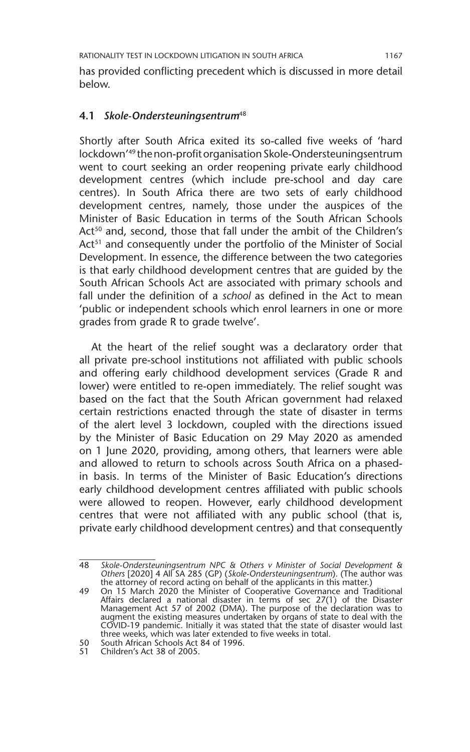has provided conflicting precedent which is discussed in more detail below.

### 4.1 *Skole-Ondersteuningsentrum*[48]

Shortly after South Africa exited its so-called five weeks of 'hard lockdown'[49] the non-profit organisation Skole-Ondersteuningsentrum went to court seeking an order reopening private early childhood development centres (which include pre-school and day care centres). In South Africa there are two sets of early childhood development centres, namely, those under the auspices of the Minister of Basic Education in terms of the South African Schools Act[50] and, second, those that fall under the ambit of the Children's Act[51] and consequently under the portfolio of the Minister of Social Development. In essence, the difference between the two categories is that early childhood development centres that are guided by the South African Schools Act are associated with primary schools and fall under the definition of a *school* as defined in the Act to mean 'public or independent schools which enrol learners in one or more grades from grade R to grade twelve'.

At the heart of the relief sought was a declaratory order that all private pre-school institutions not affiliated with public schools and offering early childhood development services (Grade R and lower) were entitled to re-open immediately. The relief sought was based on the fact that the South African government had relaxed certain restrictions enacted through the state of disaster in terms of the alert level 3 lockdown, coupled with the directions issued by the Minister of Basic Education on 29 May 2020 as amended on 1 June 2020, providing, among others, that learners were able and allowed to return to schools across South Africa on a phased-in basis. In terms of the Minister of Basic Education's directions early childhood development centres affiliated with public schools were allowed to reopen. However, early childhood development centres that were not affiliated with any public school (that is, private early childhood development centres) and that consequently

---

48 *Skole-Ondersteuningsentrum NPC & Others v Minister of Social Development & Others* [2020] 4 All SA 285 (GP) (*Skole-Ondersteuningsentrum*). (The author was the attorney of record acting on behalf of the applicants in this matter.)

49 On 15 March 2020 the Minister of Cooperative Governance and Traditional Affairs declared a national disaster in terms of sec 27(1) of the Disaster Management Act 57 of 2002 (DMA). The purpose of the declaration was to augment the existing measures undertaken by organs of state to deal with the COVID-19 pandemic. Initially it was stated that the state of disaster would last three weeks, which was later extended to five weeks in total.

50 South African Schools Act 84 of 1996.

51 Children's Act 38 of 2005.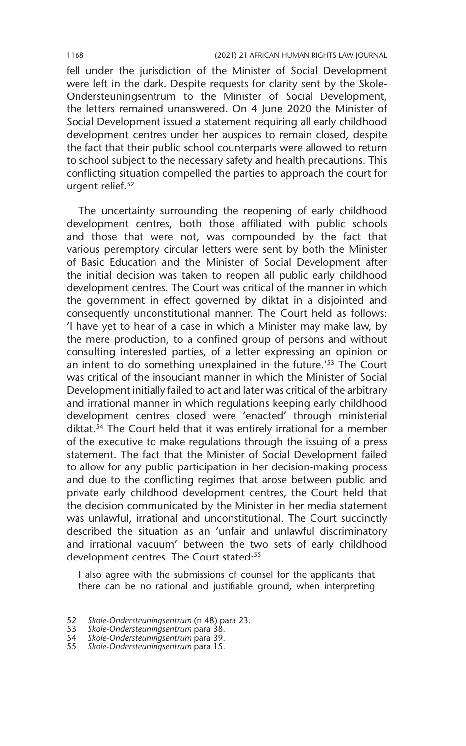fell under the jurisdiction of the Minister of Social Development were left in the dark. Despite requests for clarity sent by the Skole-Ondersteuningsentrum to the Minister of Social Development, the letters remained unanswered. On 4 June 2020 the Minister of Social Development issued a statement requiring all early childhood development centres under her auspices to remain closed, despite the fact that their public school counterparts were allowed to return to school subject to the necessary safety and health precautions. This conflicting situation compelled the parties to approach the court for urgent relief.[52]

The uncertainty surrounding the reopening of early childhood development centres, both those affiliated with public schools and those that were not, was compounded by the fact that various peremptory circular letters were sent by both the Minister of Basic Education and the Minister of Social Development after the initial decision was taken to reopen all public early childhood development centres. The Court was critical of the manner in which the government in effect governed by diktat in a disjointed and consequently unconstitutional manner. The Court held as follows: 'I have yet to hear of a case in which a Minister may make law, by the mere production, to a confined group of persons and without consulting interested parties, of a letter expressing an opinion or an intent to do something unexplained in the future.'[53] The Court was critical of the insouciant manner in which the Minister of Social Development initially failed to act and later was critical of the arbitrary and irrational manner in which regulations keeping early childhood development centres closed were 'enacted' through ministerial diktat.[54] The Court held that it was entirely irrational for a member of the executive to make regulations through the issuing of a press statement. The fact that the Minister of Social Development failed to allow for any public participation in her decision-making process and due to the conflicting regimes that arose between public and private early childhood development centres, the Court held that the decision communicated by the Minister in her media statement was unlawful, irrational and unconstitutional. The Court succinctly described the situation as an 'unfair and unlawful discriminatory and irrational vacuum' between the two sets of early childhood development centres. The Court stated:[55]

> I also agree with the submissions of counsel for the applicants that there can be no rational and justifiable ground, when interpreting

---

52 *Skole-Ondersteuningsentrum* (n 48) para 23.
53 *Skole-Ondersteuningsentrum* para 38.
54 *Skole-Ondersteuningsentrum* para 39.
55 *Skole-Ondersteuningsentrum* para 15.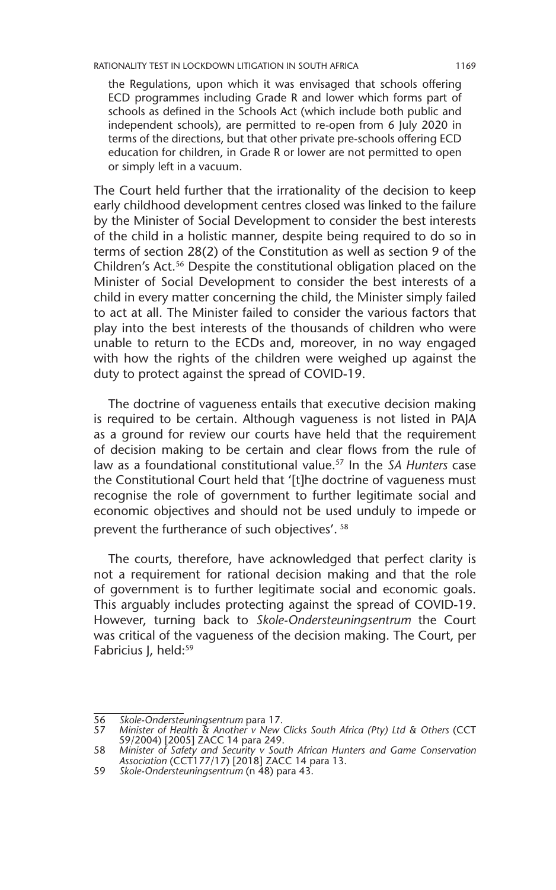> the Regulations, upon which it was envisaged that schools offering ECD programmes including Grade R and lower which forms part of schools as defined in the Schools Act (which include both public and independent schools), are permitted to re-open from 6 July 2020 in terms of the directions, but that other private pre-schools offering ECD education for children, in Grade R or lower are not permitted to open or simply left in a vacuum.

The Court held further that the irrationality of the decision to keep early childhood development centres closed was linked to the failure by the Minister of Social Development to consider the best interests of the child in a holistic manner, despite being required to do so in terms of section 28(2) of the Constitution as well as section 9 of the Children's Act.[56] Despite the constitutional obligation placed on the Minister of Social Development to consider the best interests of a child in every matter concerning the child, the Minister simply failed to act at all. The Minister failed to consider the various factors that play into the best interests of the thousands of children who were unable to return to the ECDs and, moreover, in no way engaged with how the rights of the children were weighed up against the duty to protect against the spread of COVID-19.

The doctrine of vagueness entails that executive decision making is required to be certain. Although vagueness is not listed in PAJA as a ground for review our courts have held that the requirement of decision making to be certain and clear flows from the rule of law as a foundational constitutional value.[57] In the *SA Hunters* case the Constitutional Court held that '[t]he doctrine of vagueness must recognise the role of government to further legitimate social and economic objectives and should not be used unduly to impede or prevent the furtherance of such objectives'. [58]

The courts, therefore, have acknowledged that perfect clarity is not a requirement for rational decision making and that the role of government is to further legitimate social and economic goals. This arguably includes protecting against the spread of COVID-19. However, turning back to *Skole-Ondersteuningsentrum* the Court was critical of the vagueness of the decision making. The Court, per Fabricius J, held:[59]

---

56 *Skole-Ondersteuningsentrum* para 17.

57 *Minister of Health & Another v New Clicks South Africa (Pty) Ltd & Others* (CCT 59/2004) [2005] ZACC 14 para 249.

58 *Minister of Safety and Security v South African Hunters and Game Conservation Association* (CCT177/17) [2018] ZACC 14 para 13.

59 *Skole-Ondersteuningsentrum* (n 48) para 43.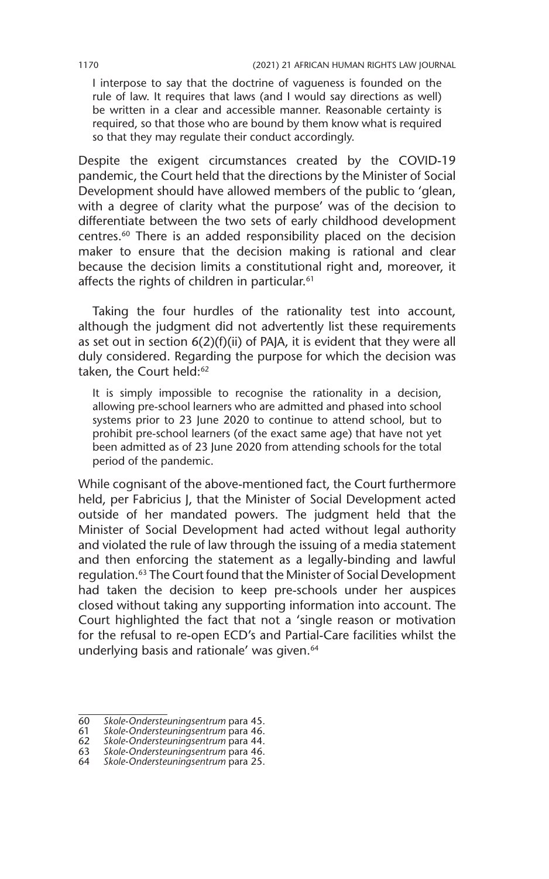> I interpose to say that the doctrine of vagueness is founded on the rule of law. It requires that laws (and I would say directions as well) be written in a clear and accessible manner. Reasonable certainty is required, so that those who are bound by them know what is required so that they may regulate their conduct accordingly.

Despite the exigent circumstances created by the COVID-19 pandemic, the Court held that the directions by the Minister of Social Development should have allowed members of the public to 'glean, with a degree of clarity what the purpose' was of the decision to differentiate between the two sets of early childhood development centres.[60] There is an added responsibility placed on the decision maker to ensure that the decision making is rational and clear because the decision limits a constitutional right and, moreover, it affects the rights of children in particular.[61]

Taking the four hurdles of the rationality test into account, although the judgment did not advertently list these requirements as set out in section 6(2)(f)(ii) of PAJA, it is evident that they were all duly considered. Regarding the purpose for which the decision was taken, the Court held:[62]

> It is simply impossible to recognise the rationality in a decision, allowing pre-school learners who are admitted and phased into school systems prior to 23 June 2020 to continue to attend school, but to prohibit pre-school learners (of the exact same age) that have not yet been admitted as of 23 June 2020 from attending schools for the total period of the pandemic.

While cognisant of the above-mentioned fact, the Court furthermore held, per Fabricius J, that the Minister of Social Development acted outside of her mandated powers. The judgment held that the Minister of Social Development had acted without legal authority and violated the rule of law through the issuing of a media statement and then enforcing the statement as a legally-binding and lawful regulation.[63] The Court found that the Minister of Social Development had taken the decision to keep pre-schools under her auspices closed without taking any supporting information into account. The Court highlighted the fact that not a 'single reason or motivation for the refusal to re-open ECD's and Partial-Care facilities whilst the underlying basis and rationale' was given.[64]

---

60 *Skole-Ondersteuningsentrum* para 45.

61 *Skole-Ondersteuningsentrum* para 46.

62 *Skole-Ondersteuningsentrum* para 44.

63 *Skole-Ondersteuningsentrum* para 46.

64 *Skole-Ondersteuningsentrum* para 25.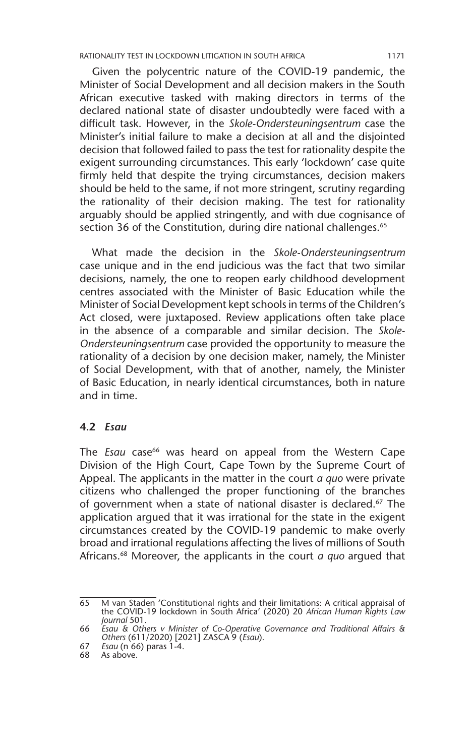Given the polycentric nature of the COVID-19 pandemic, the Minister of Social Development and all decision makers in the South African executive tasked with making directors in terms of the declared national state of disaster undoubtedly were faced with a difficult task. However, in the *Skole-Ondersteuningsentrum* case the Minister's initial failure to make a decision at all and the disjointed decision that followed failed to pass the test for rationality despite the exigent surrounding circumstances. This early 'lockdown' case quite firmly held that despite the trying circumstances, decision makers should be held to the same, if not more stringent, scrutiny regarding the rationality of their decision making. The test for rationality arguably should be applied stringently, and with due cognisance of section 36 of the Constitution, during dire national challenges.[65]

What made the decision in the *Skole-Ondersteuningsentrum* case unique and in the end judicious was the fact that two similar decisions, namely, the one to reopen early childhood development centres associated with the Minister of Basic Education while the Minister of Social Development kept schools in terms of the Children's Act closed, were juxtaposed. Review applications often take place in the absence of a comparable and similar decision. The *Skole-Ondersteuningsentrum* case provided the opportunity to measure the rationality of a decision by one decision maker, namely, the Minister of Social Development, with that of another, namely, the Minister of Basic Education, in nearly identical circumstances, both in nature and in time.

### 4.2 *Esau*

The *Esau* case[66] was heard on appeal from the Western Cape Division of the High Court, Cape Town by the Supreme Court of Appeal. The applicants in the matter in the court *a quo* were private citizens who challenged the proper functioning of the branches of government when a state of national disaster is declared.[67] The application argued that it was irrational for the state in the exigent circumstances created by the COVID-19 pandemic to make overly broad and irrational regulations affecting the lives of millions of South Africans.[68] Moreover, the applicants in the court *a quo* argued that

---

65 M van Staden 'Constitutional rights and their limitations: A critical appraisal of the COVID-19 lockdown in South Africa' (2020) 20 *African Human Rights Law Journal* 501.

66 *Esau & Others v Minister of Co-Operative Governance and Traditional Affairs & Others* (611/2020) [2021] ZASCA 9 (*Esau*).

67 *Esau* (n 66) paras 1-4.

68 As above.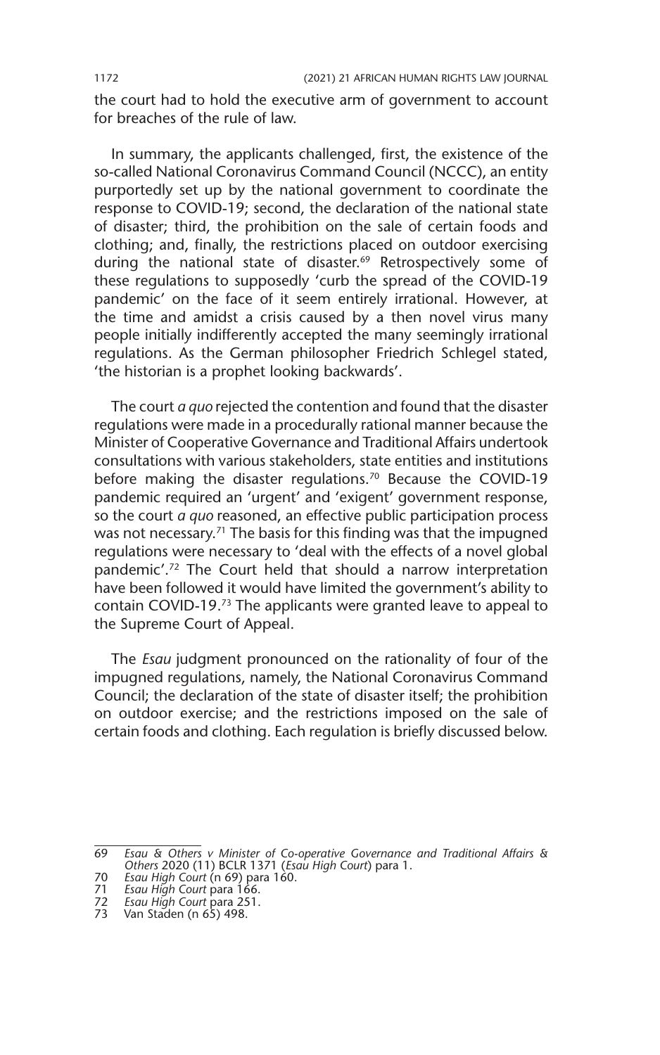the court had to hold the executive arm of government to account for breaches of the rule of law.

In summary, the applicants challenged, first, the existence of the so-called National Coronavirus Command Council (NCCC), an entity purportedly set up by the national government to coordinate the response to COVID-19; second, the declaration of the national state of disaster; third, the prohibition on the sale of certain foods and clothing; and, finally, the restrictions placed on outdoor exercising during the national state of disaster.[69] Retrospectively some of these regulations to supposedly 'curb the spread of the COVID-19 pandemic' on the face of it seem entirely irrational. However, at the time and amidst a crisis caused by a then novel virus many people initially indifferently accepted the many seemingly irrational regulations. As the German philosopher Friedrich Schlegel stated, 'the historian is a prophet looking backwards'.

The court *a quo* rejected the contention and found that the disaster regulations were made in a procedurally rational manner because the Minister of Cooperative Governance and Traditional Affairs undertook consultations with various stakeholders, state entities and institutions before making the disaster regulations.[70] Because the COVID-19 pandemic required an 'urgent' and 'exigent' government response, so the court *a quo* reasoned, an effective public participation process was not necessary.[71] The basis for this finding was that the impugned regulations were necessary to 'deal with the effects of a novel global pandemic'.[72] The Court held that should a narrow interpretation have been followed it would have limited the government's ability to contain COVID-19.[73] The applicants were granted leave to appeal to the Supreme Court of Appeal.

The *Esau* judgment pronounced on the rationality of four of the impugned regulations, namely, the National Coronavirus Command Council; the declaration of the state of disaster itself; the prohibition on outdoor exercise; and the restrictions imposed on the sale of certain foods and clothing. Each regulation is briefly discussed below.

---

69 *Esau & Others v Minister of Co-operative Governance and Traditional Affairs & Others* 2020 (11) BCLR 1371 (*Esau High Court*) para 1.

70 *Esau High Court* (n 69) para 160.

71 *Esau High Court* para 166.

72 *Esau High Court* para 251.

73 Van Staden (n 65) 498.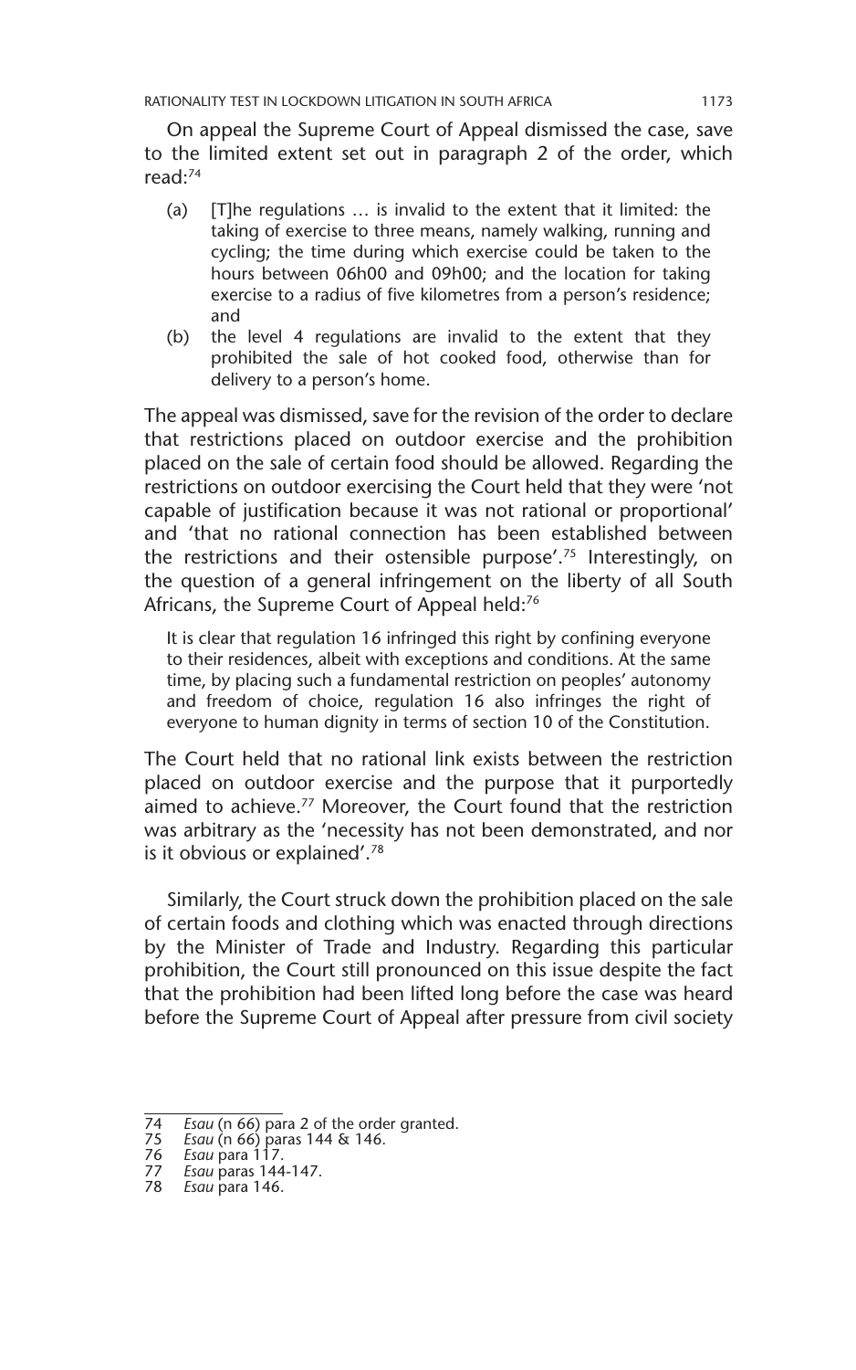On appeal the Supreme Court of Appeal dismissed the case, save to the limited extent set out in paragraph 2 of the order, which read:[74]

> (a) [T]he regulations … is invalid to the extent that it limited: the taking of exercise to three means, namely walking, running and cycling; the time during which exercise could be taken to the hours between 06h00 and 09h00; and the location for taking exercise to a radius of five kilometres from a person's residence; and
>
> (b) the level 4 regulations are invalid to the extent that they prohibited the sale of hot cooked food, otherwise than for delivery to a person's home.

The appeal was dismissed, save for the revision of the order to declare that restrictions placed on outdoor exercise and the prohibition placed on the sale of certain food should be allowed. Regarding the restrictions on outdoor exercising the Court held that they were 'not capable of justification because it was not rational or proportional' and 'that no rational connection has been established between the restrictions and their ostensible purpose'.[75] Interestingly, on the question of a general infringement on the liberty of all South Africans, the Supreme Court of Appeal held:[76]

> It is clear that regulation 16 infringed this right by confining everyone to their residences, albeit with exceptions and conditions. At the same time, by placing such a fundamental restriction on peoples' autonomy and freedom of choice, regulation 16 also infringes the right of everyone to human dignity in terms of section 10 of the Constitution.

The Court held that no rational link exists between the restriction placed on outdoor exercise and the purpose that it purportedly aimed to achieve.[77] Moreover, the Court found that the restriction was arbitrary as the 'necessity has not been demonstrated, and nor is it obvious or explained'.[78]

Similarly, the Court struck down the prohibition placed on the sale of certain foods and clothing which was enacted through directions by the Minister of Trade and Industry. Regarding this particular prohibition, the Court still pronounced on this issue despite the fact that the prohibition had been lifted long before the case was heard before the Supreme Court of Appeal after pressure from civil society

---

74 *Esau* (n 66) para 2 of the order granted.
75 *Esau* (n 66) paras 144 & 146.
76 *Esau* para 117.
77 *Esau* paras 144-147.
78 *Esau* para 146.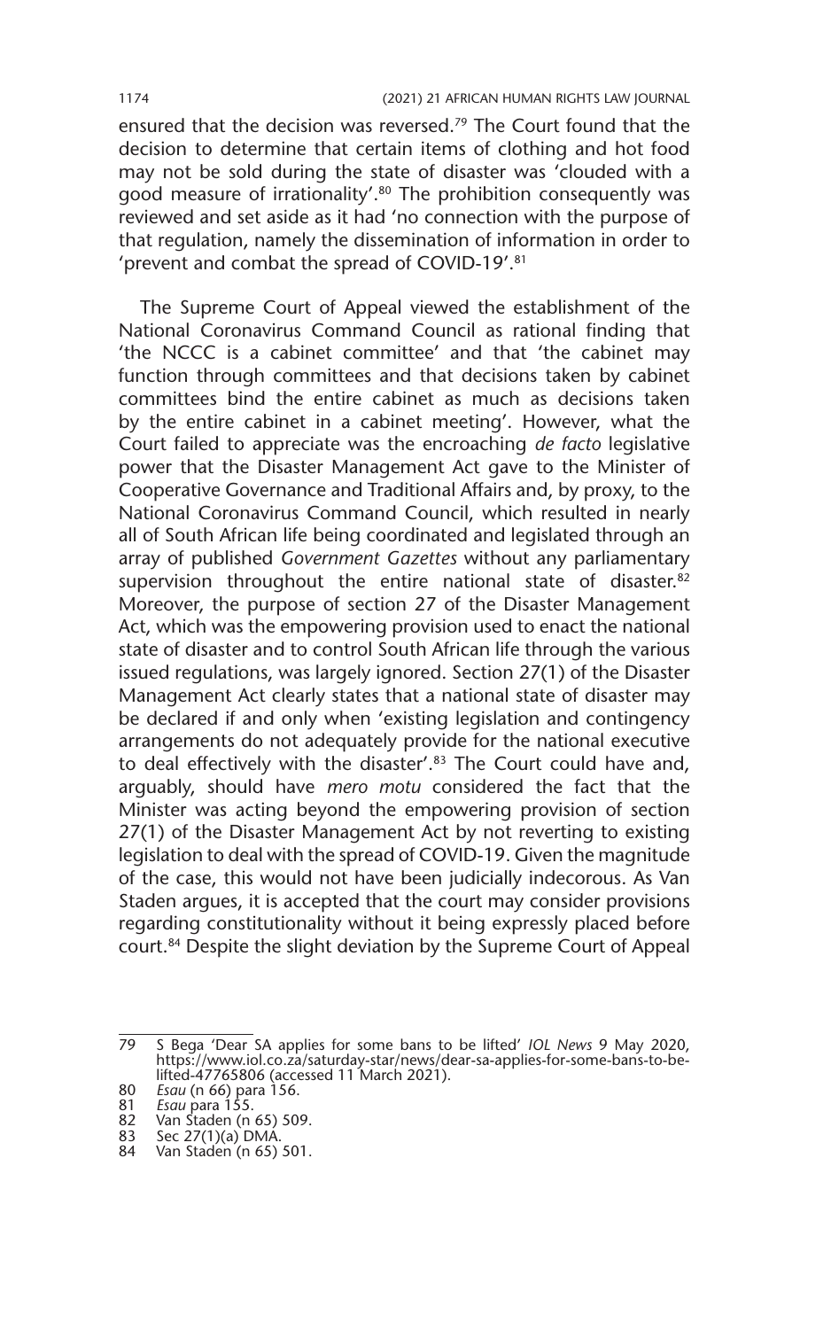ensured that the decision was reversed.[79] The Court found that the decision to determine that certain items of clothing and hot food may not be sold during the state of disaster was 'clouded with a good measure of irrationality'.[80] The prohibition consequently was reviewed and set aside as it had 'no connection with the purpose of that regulation, namely the dissemination of information in order to 'prevent and combat the spread of COVID-19'.[81]

The Supreme Court of Appeal viewed the establishment of the National Coronavirus Command Council as rational finding that 'the NCCC is a cabinet committee' and that 'the cabinet may function through committees and that decisions taken by cabinet committees bind the entire cabinet as much as decisions taken by the entire cabinet in a cabinet meeting'. However, what the Court failed to appreciate was the encroaching *de facto* legislative power that the Disaster Management Act gave to the Minister of Cooperative Governance and Traditional Affairs and, by proxy, to the National Coronavirus Command Council, which resulted in nearly all of South African life being coordinated and legislated through an array of published *Government Gazettes* without any parliamentary supervision throughout the entire national state of disaster.[82] Moreover, the purpose of section 27 of the Disaster Management Act, which was the empowering provision used to enact the national state of disaster and to control South African life through the various issued regulations, was largely ignored. Section 27(1) of the Disaster Management Act clearly states that a national state of disaster may be declared if and only when 'existing legislation and contingency arrangements do not adequately provide for the national executive to deal effectively with the disaster'.[83] The Court could have and, arguably, should have *mero motu* considered the fact that the Minister was acting beyond the empowering provision of section 27(1) of the Disaster Management Act by not reverting to existing legislation to deal with the spread of COVID-19. Given the magnitude of the case, this would not have been judicially indecorous. As Van Staden argues, it is accepted that the court may consider provisions regarding constitutionality without it being expressly placed before court.[84] Despite the slight deviation by the Supreme Court of Appeal

---

79 S Bega 'Dear SA applies for some bans to be lifted' *IOL News* 9 May 2020, https://www.iol.co.za/saturday-star/news/dear-sa-applies-for-some-bans-to-be-lifted-47765806 (accessed 11 March 2021).

80 *Esau* (n 66) para 156.

81 *Esau* para 155.

82 Van Staden (n 65) 509.

83 Sec 27(1)(a) DMA.

84 Van Staden (n 65) 501.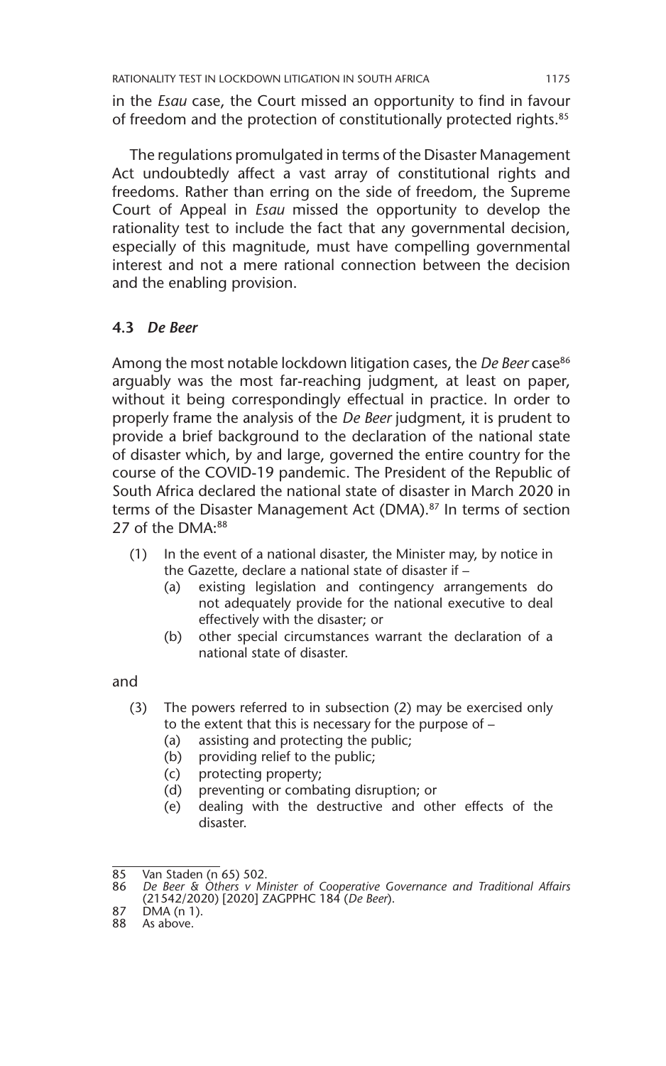in the *Esau* case, the Court missed an opportunity to find in favour of freedom and the protection of constitutionally protected rights.[85]

The regulations promulgated in terms of the Disaster Management Act undoubtedly affect a vast array of constitutional rights and freedoms. Rather than erring on the side of freedom, the Supreme Court of Appeal in *Esau* missed the opportunity to develop the rationality test to include the fact that any governmental decision, especially of this magnitude, must have compelling governmental interest and not a mere rational connection between the decision and the enabling provision.

### 4.3 *De Beer*

Among the most notable lockdown litigation cases, the *De Beer* case[86] arguably was the most far-reaching judgment, at least on paper, without it being correspondingly effectual in practice. In order to properly frame the analysis of the *De Beer* judgment, it is prudent to provide a brief background to the declaration of the national state of disaster which, by and large, governed the entire country for the course of the COVID-19 pandemic. The President of the Republic of South Africa declared the national state of disaster in March 2020 in terms of the Disaster Management Act (DMA).[87] In terms of section 27 of the DMA:[88]

> (1) In the event of a national disaster, the Minister may, by notice in the Gazette, declare a national state of disaster if –
> (a) existing legislation and contingency arrangements do not adequately provide for the national executive to deal effectively with the disaster; or
> (b) other special circumstances warrant the declaration of a national state of disaster.

and

> (3) The powers referred to in subsection (2) may be exercised only to the extent that this is necessary for the purpose of –
> (a) assisting and protecting the public;
> (b) providing relief to the public;
> (c) protecting property;
> (d) preventing or combating disruption; or
> (e) dealing with the destructive and other effects of the disaster.

---

85 Van Staden (n 65) 502.

86 *De Beer & Others v Minister of Cooperative Governance and Traditional Affairs* (21542/2020) [2020] ZAGPPHC 184 (*De Beer*).

87 DMA (n 1).

88 As above.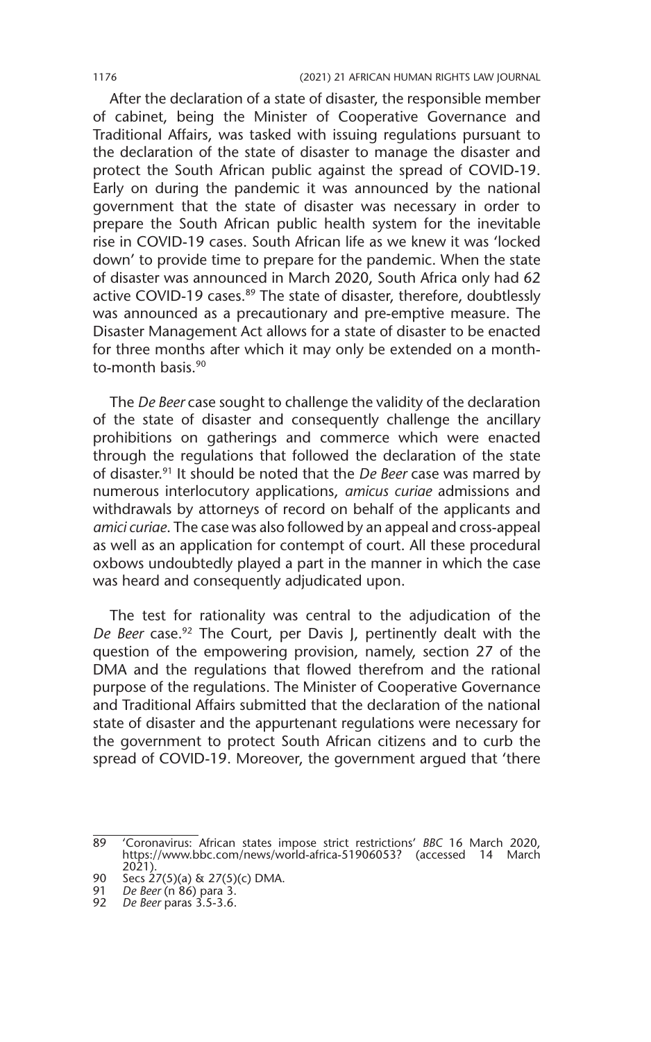After the declaration of a state of disaster, the responsible member of cabinet, being the Minister of Cooperative Governance and Traditional Affairs, was tasked with issuing regulations pursuant to the declaration of the state of disaster to manage the disaster and protect the South African public against the spread of COVID-19. Early on during the pandemic it was announced by the national government that the state of disaster was necessary in order to prepare the South African public health system for the inevitable rise in COVID-19 cases. South African life as we knew it was 'locked down' to provide time to prepare for the pandemic. When the state of disaster was announced in March 2020, South Africa only had 62 active COVID-19 cases.[89] The state of disaster, therefore, doubtlessly was announced as a precautionary and pre-emptive measure. The Disaster Management Act allows for a state of disaster to be enacted for three months after which it may only be extended on a month-to-month basis.[90]

The *De Beer* case sought to challenge the validity of the declaration of the state of disaster and consequently challenge the ancillary prohibitions on gatherings and commerce which were enacted through the regulations that followed the declaration of the state of disaster.[91] It should be noted that the *De Beer* case was marred by numerous interlocutory applications, *amicus curiae* admissions and withdrawals by attorneys of record on behalf of the applicants and *amici curiae*. The case was also followed by an appeal and cross-appeal as well as an application for contempt of court. All these procedural oxbows undoubtedly played a part in the manner in which the case was heard and consequently adjudicated upon.

The test for rationality was central to the adjudication of the *De Beer* case.[92] The Court, per Davis J, pertinently dealt with the question of the empowering provision, namely, section 27 of the DMA and the regulations that flowed therefrom and the rational purpose of the regulations. The Minister of Cooperative Governance and Traditional Affairs submitted that the declaration of the national state of disaster and the appurtenant regulations were necessary for the government to protect South African citizens and to curb the spread of COVID-19. Moreover, the government argued that 'there

---

89 'Coronavirus: African states impose strict restrictions' *BBC* 16 March 2020, https://www.bbc.com/news/world-africa-51906053? (accessed 14 March 2021).

90 Secs 27(5)(a) & 27(5)(c) DMA.

91 *De Beer* (n 86) para 3.

92 *De Beer* paras 3.5-3.6.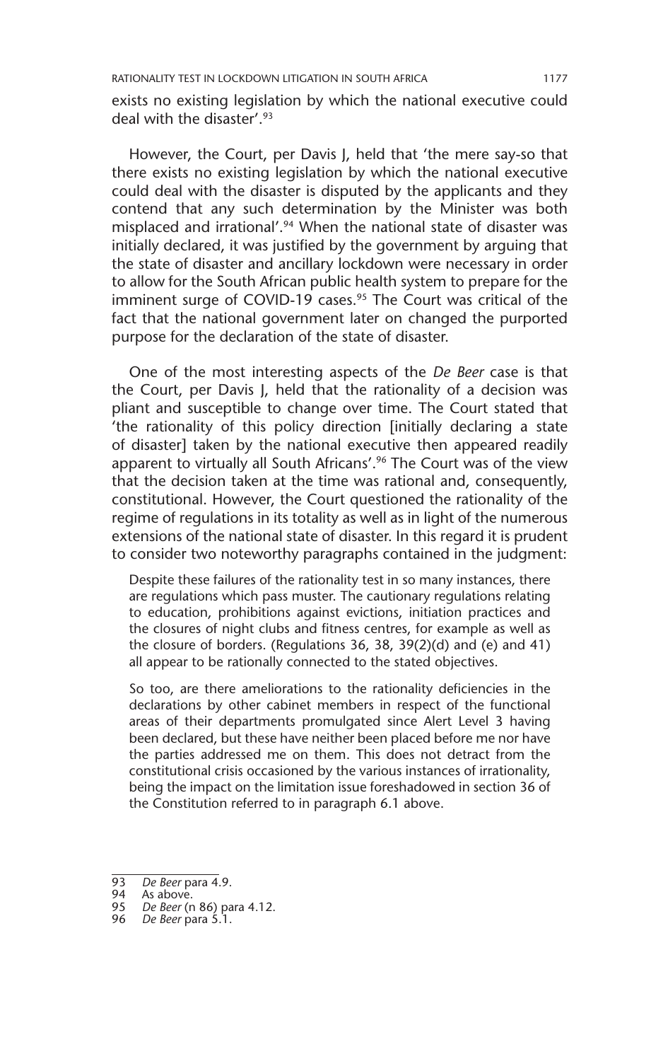exists no existing legislation by which the national executive could deal with the disaster'.[93]

However, the Court, per Davis J, held that 'the mere say-so that there exists no existing legislation by which the national executive could deal with the disaster is disputed by the applicants and they contend that any such determination by the Minister was both misplaced and irrational'.[94] When the national state of disaster was initially declared, it was justified by the government by arguing that the state of disaster and ancillary lockdown were necessary in order to allow for the South African public health system to prepare for the imminent surge of COVID-19 cases.[95] The Court was critical of the fact that the national government later on changed the purported purpose for the declaration of the state of disaster.

One of the most interesting aspects of the *De Beer* case is that the Court, per Davis J, held that the rationality of a decision was pliant and susceptible to change over time. The Court stated that 'the rationality of this policy direction [initially declaring a state of disaster] taken by the national executive then appeared readily apparent to virtually all South Africans'.[96] The Court was of the view that the decision taken at the time was rational and, consequently, constitutional. However, the Court questioned the rationality of the regime of regulations in its totality as well as in light of the numerous extensions of the national state of disaster. In this regard it is prudent to consider two noteworthy paragraphs contained in the judgment:

> Despite these failures of the rationality test in so many instances, there are regulations which pass muster. The cautionary regulations relating to education, prohibitions against evictions, initiation practices and the closures of night clubs and fitness centres, for example as well as the closure of borders. (Regulations 36, 38, 39(2)(d) and (e) and 41) all appear to be rationally connected to the stated objectives.
>
> So too, are there ameliorations to the rationality deficiencies in the declarations by other cabinet members in respect of the functional areas of their departments promulgated since Alert Level 3 having been declared, but these have neither been placed before me nor have the parties addressed me on them. This does not detract from the constitutional crisis occasioned by the various instances of irrationality, being the impact on the limitation issue foreshadowed in section 36 of the Constitution referred to in paragraph 6.1 above.

---

93 *De Beer* para 4.9.

94 As above.

95 *De Beer* (n 86) para 4.12.

96 *De Beer* para 5.1.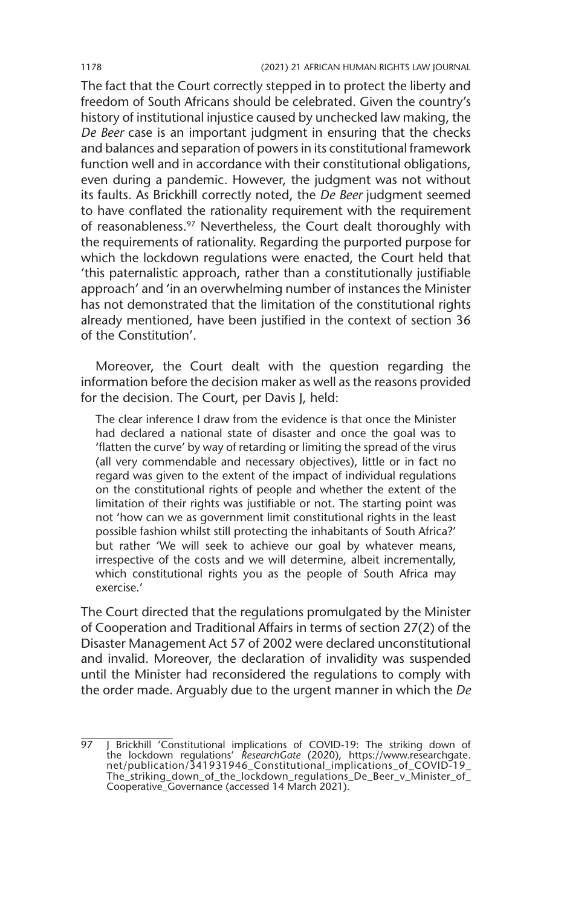The fact that the Court correctly stepped in to protect the liberty and freedom of South Africans should be celebrated. Given the country's history of institutional injustice caused by unchecked law making, the *De Beer* case is an important judgment in ensuring that the checks and balances and separation of powers in its constitutional framework function well and in accordance with their constitutional obligations, even during a pandemic. However, the judgment was not without its faults. As Brickhill correctly noted, the *De Beer* judgment seemed to have conflated the rationality requirement with the requirement of reasonableness.[97] Nevertheless, the Court dealt thoroughly with the requirements of rationality. Regarding the purported purpose for which the lockdown regulations were enacted, the Court held that 'this paternalistic approach, rather than a constitutionally justifiable approach' and 'in an overwhelming number of instances the Minister has not demonstrated that the limitation of the constitutional rights already mentioned, have been justified in the context of section 36 of the Constitution'.

Moreover, the Court dealt with the question regarding the information before the decision maker as well as the reasons provided for the decision. The Court, per Davis J, held:

> The clear inference I draw from the evidence is that once the Minister had declared a national state of disaster and once the goal was to 'flatten the curve' by way of retarding or limiting the spread of the virus (all very commendable and necessary objectives), little or in fact no regard was given to the extent of the impact of individual regulations on the constitutional rights of people and whether the extent of the limitation of their rights was justifiable or not. The starting point was not 'how can we as government limit constitutional rights in the least possible fashion whilst still protecting the inhabitants of South Africa?' but rather 'We will seek to achieve our goal by whatever means, irrespective of the costs and we will determine, albeit incrementally, which constitutional rights you as the people of South Africa may exercise.'

The Court directed that the regulations promulgated by the Minister of Cooperation and Traditional Affairs in terms of section 27(2) of the Disaster Management Act 57 of 2002 were declared unconstitutional and invalid. Moreover, the declaration of invalidity was suspended until the Minister had reconsidered the regulations to comply with the order made. Arguably due to the urgent manner in which the *De*

---

97 J Brickhill 'Constitutional implications of COVID-19: The striking down of the lockdown regulations' *ResearchGate* (2020), https://www.researchgate.net/publication/341931946_Constitutional_implications_of_COVID-19_The_striking_down_of_the_lockdown_regulations_De_Beer_v_Minister_of_Cooperative_Governance (accessed 14 March 2021).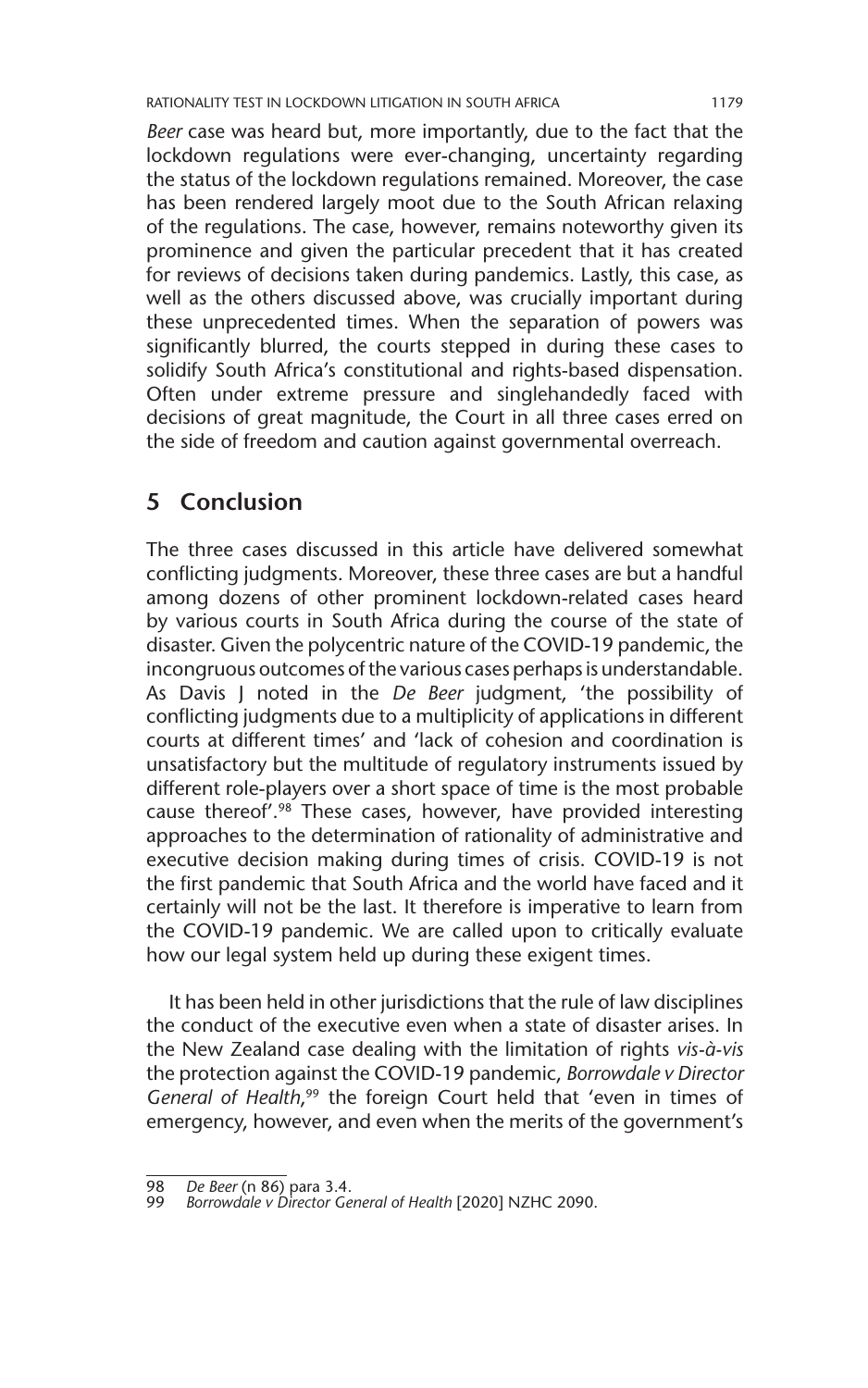*Beer* case was heard but, more importantly, due to the fact that the lockdown regulations were ever-changing, uncertainty regarding the status of the lockdown regulations remained. Moreover, the case has been rendered largely moot due to the South African relaxing of the regulations. The case, however, remains noteworthy given its prominence and given the particular precedent that it has created for reviews of decisions taken during pandemics. Lastly, this case, as well as the others discussed above, was crucially important during these unprecedented times. When the separation of powers was significantly blurred, the courts stepped in during these cases to solidify South Africa's constitutional and rights-based dispensation. Often under extreme pressure and singlehandedly faced with decisions of great magnitude, the Court in all three cases erred on the side of freedom and caution against governmental overreach.

## 5 Conclusion

The three cases discussed in this article have delivered somewhat conflicting judgments. Moreover, these three cases are but a handful among dozens of other prominent lockdown-related cases heard by various courts in South Africa during the course of the state of disaster. Given the polycentric nature of the COVID-19 pandemic, the incongruous outcomes of the various cases perhaps is understandable. As Davis J noted in the *De Beer* judgment, 'the possibility of conflicting judgments due to a multiplicity of applications in different courts at different times' and 'lack of cohesion and coordination is unsatisfactory but the multitude of regulatory instruments issued by different role-players over a short space of time is the most probable cause thereof'.[98] These cases, however, have provided interesting approaches to the determination of rationality of administrative and executive decision making during times of crisis. COVID-19 is not the first pandemic that South Africa and the world have faced and it certainly will not be the last. It therefore is imperative to learn from the COVID-19 pandemic. We are called upon to critically evaluate how our legal system held up during these exigent times.

It has been held in other jurisdictions that the rule of law disciplines the conduct of the executive even when a state of disaster arises. In the New Zealand case dealing with the limitation of rights *vis-à-vis* the protection against the COVID-19 pandemic, *Borrowdale v Director General of Health*,[99] the foreign Court held that 'even in times of emergency, however, and even when the merits of the government's

---

98 *De Beer* (n 86) para 3.4.

99 *Borrowdale v Director General of Health* [2020] NZHC 2090.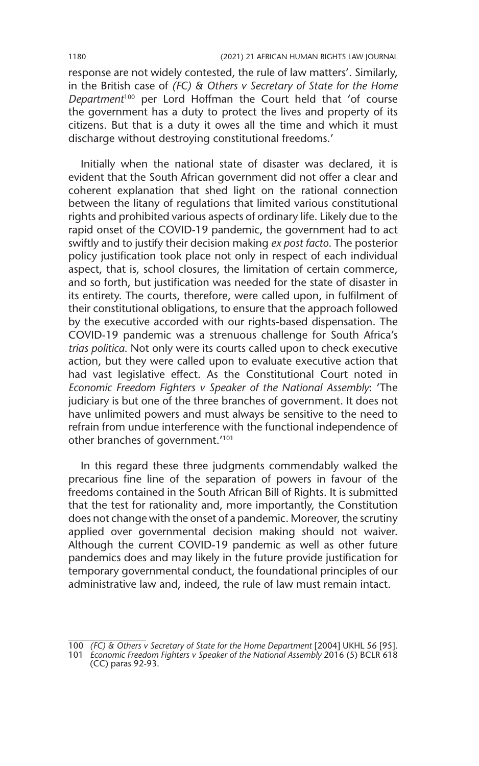response are not widely contested, the rule of law matters'. Similarly, in the British case of *(FC) & Others v Secretary of State for the Home Department*[100] per Lord Hoffman the Court held that 'of course the government has a duty to protect the lives and property of its citizens. But that is a duty it owes all the time and which it must discharge without destroying constitutional freedoms.'

Initially when the national state of disaster was declared, it is evident that the South African government did not offer a clear and coherent explanation that shed light on the rational connection between the litany of regulations that limited various constitutional rights and prohibited various aspects of ordinary life. Likely due to the rapid onset of the COVID-19 pandemic, the government had to act swiftly and to justify their decision making *ex post facto*. The posterior policy justification took place not only in respect of each individual aspect, that is, school closures, the limitation of certain commerce, and so forth, but justification was needed for the state of disaster in its entirety. The courts, therefore, were called upon, in fulfilment of their constitutional obligations, to ensure that the approach followed by the executive accorded with our rights-based dispensation. The COVID-19 pandemic was a strenuous challenge for South Africa's *trias politica*. Not only were its courts called upon to check executive action, but they were called upon to evaluate executive action that had vast legislative effect. As the Constitutional Court noted in *Economic Freedom Fighters v Speaker of the National Assembly*: 'The judiciary is but one of the three branches of government. It does not have unlimited powers and must always be sensitive to the need to refrain from undue interference with the functional independence of other branches of government.'[101]

In this regard these three judgments commendably walked the precarious fine line of the separation of powers in favour of the freedoms contained in the South African Bill of Rights. It is submitted that the test for rationality and, more importantly, the Constitution does not change with the onset of a pandemic. Moreover, the scrutiny applied over governmental decision making should not waiver. Although the current COVID-19 pandemic as well as other future pandemics does and may likely in the future provide justification for temporary governmental conduct, the foundational principles of our administrative law and, indeed, the rule of law must remain intact.

---

100 *(FC) & Others v Secretary of State for the Home Department* [2004] UKHL 56 [95].

101 *Economic Freedom Fighters v Speaker of the National Assembly* 2016 (5) BCLR 618 (CC) paras 92-93.